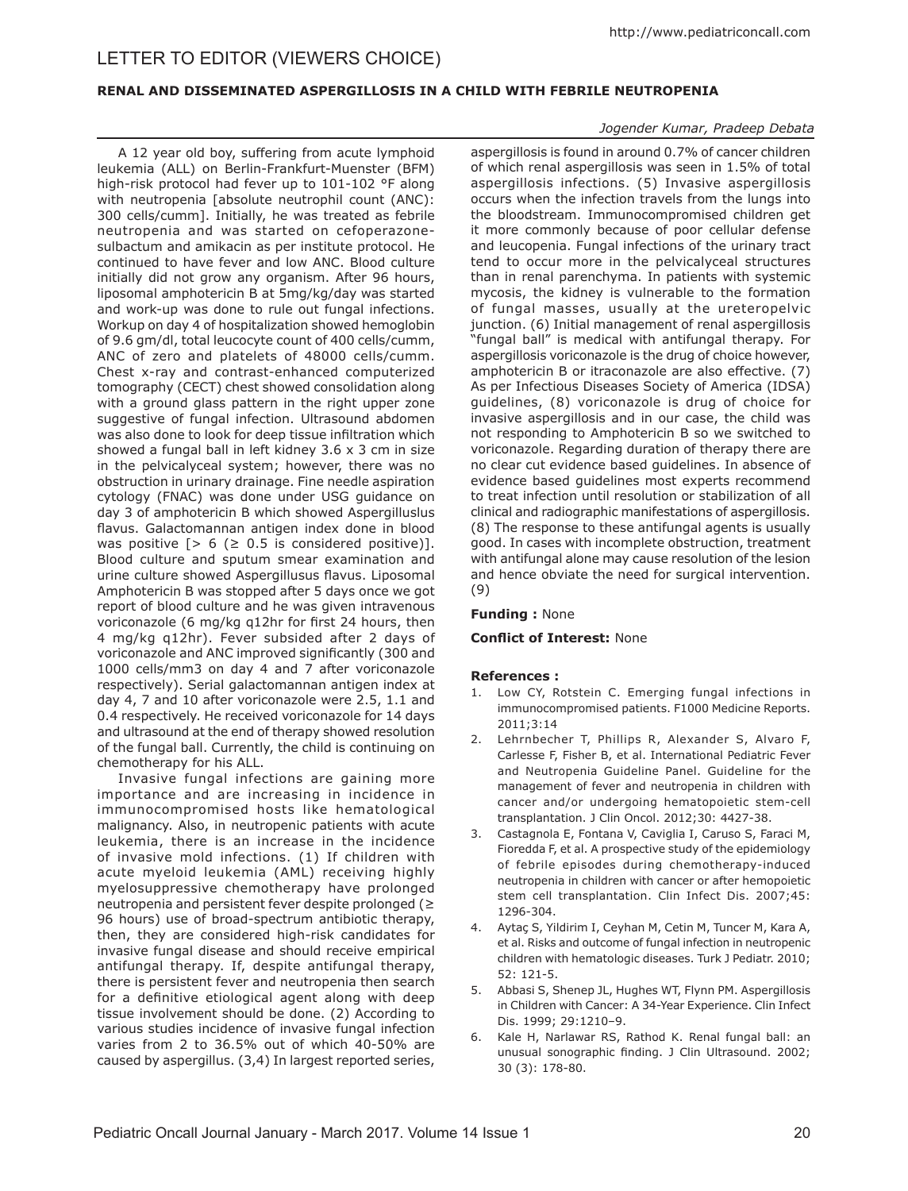# LETTER TO EDITOR (VIEWERS CHOICE)

## RENAL AND DISSEMINATED ASPERGILLOSIS IN A CHILD WITH FEBRILE NEUTROPENIA

*Jogender Kumar, Pradeep Debata*

A 12 year old boy, suffering from acute lymphoid leukemia (ALL) on Berlin-Frankfurt-Muenster (BFM) high-risk protocol had fever up to 101-102 °F along with neutropenia [absolute neutrophil count (ANC): 300 cells/cumm]. Initially, he was treated as febrile neutropenia and was started on cefoperazone-sulbactum and amikacin as per institute protocol. He continued to have fever and low ANC. Blood culture initially did not grow any organism. After 96 hours, liposomal amphotericin B at 5mg/kg/day was started and work-up was done to rule out fungal infections. Workup on day 4 of hospitalization showed hemoglobin of 9.6 gm/dl, total leucocyte count of 400 cells/cumm, ANC of zero and platelets of 48000 cells/cumm. Chest x-ray and contrast-enhanced computerized tomography (CECT) chest showed consolidation along with a ground glass pattern in the right upper zone suggestive of fungal infection. Ultrasound abdomen was also done to look for deep tissue infiltration which showed a fungal ball in left kidney 3.6 x 3 cm in size in the pelvicalyceal system; however, there was no obstruction in urinary drainage. Fine needle aspiration cytology (FNAC) was done under USG guidance on day 3 of amphotericin B which showed Aspergilluslus flavus. Galactomannan antigen index done in blood was positive [> 6 (≥ 0.5 is considered positive)]. Blood culture and sputum smear examination and urine culture showed Aspergillusus flavus. Liposomal Amphotericin B was stopped after 5 days once we got report of blood culture and he was given intravenous voriconazole (6 mg/kg q12hr for first 24 hours, then 4 mg/kg q12hr). Fever subsided after 2 days of voriconazole and ANC improved significantly (300 and 1000 cells/mm3 on day 4 and 7 after voriconazole respectively). Serial galactomannan antigen index at day 4, 7 and 10 after voriconazole were 2.5, 1.1 and 0.4 respectively. He received voriconazole for 14 days and ultrasound at the end of therapy showed resolution of the fungal ball. Currently, the child is continuing on chemotherapy for his ALL.

Invasive fungal infections are gaining more importance and are increasing in incidence in immunocompromised hosts like hematological malignancy. Also, in neutropenic patients with acute leukemia, there is an increase in the incidence of invasive mold infections. (1) If children with acute myeloid leukemia (AML) receiving highly myelosuppressive chemotherapy have prolonged neutropenia and persistent fever despite prolonged (≥ 96 hours) use of broad-spectrum antibiotic therapy, then, they are considered high-risk candidates for invasive fungal disease and should receive empirical antifungal therapy. If, despite antifungal therapy, there is persistent fever and neutropenia then search for a definitive etiological agent along with deep tissue involvement should be done. (2) According to various studies incidence of invasive fungal infection varies from 2 to 36.5% out of which 40-50% are caused by aspergillus. (3,4) In largest reported series, aspergillosis is found in around 0.7% of cancer children of which renal aspergillosis was seen in 1.5% of total aspergillosis infections. (5) Invasive aspergillosis occurs when the infection travels from the lungs into the bloodstream. Immunocompromised children get it more commonly because of poor cellular defense and leucopenia. Fungal infections of the urinary tract tend to occur more in the pelvicalyceal structures than in renal parenchyma. In patients with systemic mycosis, the kidney is vulnerable to the formation of fungal masses, usually at the ureteropelvic junction. (6) Initial management of renal aspergillosis "fungal ball" is medical with antifungal therapy. For aspergillosis voriconazole is the drug of choice however, amphotericin B or itraconazole are also effective. (7) As per Infectious Diseases Society of America (IDSA) guidelines, (8) voriconazole is drug of choice for invasive aspergillosis and in our case, the child was not responding to Amphotericin B so we switched to voriconazole. Regarding duration of therapy there are no clear cut evidence based guidelines. In absence of evidence based guidelines most experts recommend to treat infection until resolution or stabilization of all clinical and radiographic manifestations of aspergillosis. (8) The response to these antifungal agents is usually good. In cases with incomplete obstruction, treatment with antifungal alone may cause resolution of the lesion and hence obviate the need for surgical intervention. (9)

**Funding :** None

**Conflict of Interest:** None

**References :**

1. Low CY, Rotstein C. Emerging fungal infections in immunocompromised patients. F1000 Medicine Reports. 2011;3:14
2. Lehrnbecher T, Phillips R, Alexander S, Alvaro F, Carlesse F, Fisher B, et al. International Pediatric Fever and Neutropenia Guideline Panel. Guideline for the management of fever and neutropenia in children with cancer and/or undergoing hematopoietic stem-cell transplantation. J Clin Oncol. 2012;30: 4427-38.
3. Castagnola E, Fontana V, Caviglia I, Caruso S, Faraci M, Fioredda F, et al. A prospective study of the epidemiology of febrile episodes during chemotherapy-induced neutropenia in children with cancer or after hemopoietic stem cell transplantation. Clin Infect Dis. 2007;45: 1296-304.
4. Aytaç S, Yildirim I, Ceyhan M, Cetin M, Tuncer M, Kara A, et al. Risks and outcome of fungal infection in neutropenic children with hematologic diseases. Turk J Pediatr. 2010; 52: 121-5.
5. Abbasi S, Shenep JL, Hughes WT, Flynn PM. Aspergillosis in Children with Cancer: A 34-Year Experience. Clin Infect Dis. 1999; 29:1210–9.
6. Kale H, Narlawar RS, Rathod K. Renal fungal ball: an unusual sonographic finding. J Clin Ultrasound. 2002; 30 (3): 178-80.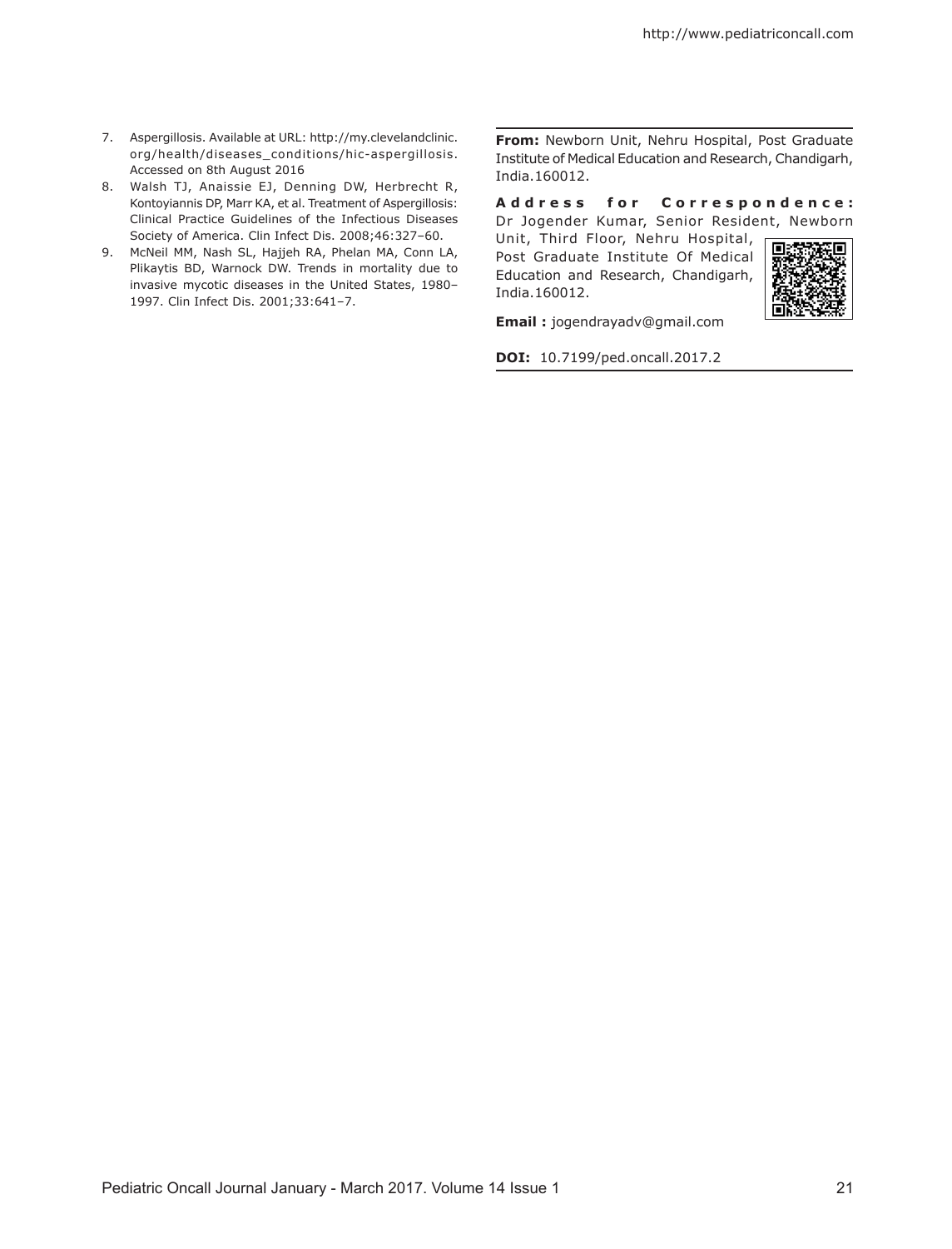7. Aspergillosis. Available at URL: http://my.clevelandclinic.org/health/diseases_conditions/hic-aspergillosis. Accessed on 8th August 2016
8. Walsh TJ, Anaissie EJ, Denning DW, Herbrecht R, Kontoyiannis DP, Marr KA, et al. Treatment of Aspergillosis: Clinical Practice Guidelines of the Infectious Diseases Society of America. Clin Infect Dis. 2008;46:327–60.
9. McNeil MM, Nash SL, Hajjeh RA, Phelan MA, Conn LA, Plikaytis BD, Warnock DW. Trends in mortality due to invasive mycotic diseases in the United States, 1980–1997. Clin Infect Dis. 2001;33:641–7.

**From:** Newborn Unit, Nehru Hospital, Post Graduate Institute of Medical Education and Research, Chandigarh, India.160012.

**Address for Correspondence:** Dr Jogender Kumar, Senior Resident, Newborn Unit, Third Floor, Nehru Hospital, Post Graduate Institute Of Medical Education and Research, Chandigarh, India.160012.

**Email :** jogendrayadv@gmail.com

**DOI:** 10.7199/ped.oncall.2017.2